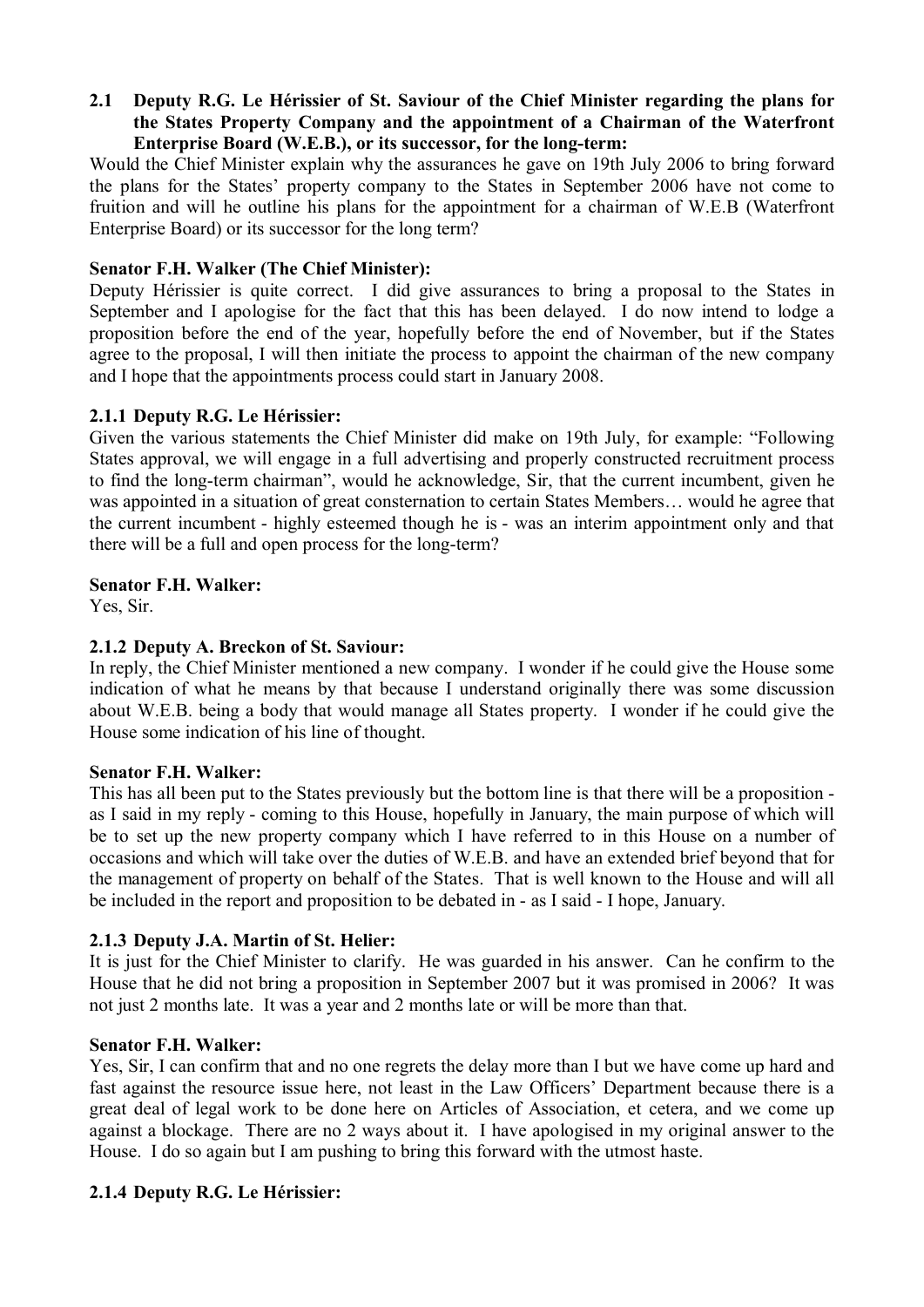**2.1 Deputy R.G. Le Hérissier of St. Saviour of the Chief Minister regarding the plans for the States Property Company and the appointment of a Chairman of the Waterfront Enterprise Board (W.E.B.), or its successor, for the long-term:**

Would the Chief Minister explain why the assurances he gave on 19th July 2006 to bring forward the plans for the States' property company to the States in September 2006 have not come to fruition and will he outline his plans for the appointment for a chairman of W.E.B (Waterfront Enterprise Board) or its successor for the long term?

**Senator F.H. Walker (The Chief Minister):**

Deputy Hérissier is quite correct. I did give assurances to bring a proposal to the States in September and I apologise for the fact that this has been delayed. I do now intend to lodge a proposition before the end of the year, hopefully before the end of November, but if the States agree to the proposal, I will then initiate the process to appoint the chairman of the new company and I hope that the appointments process could start in January 2008.

**2.1.1 Deputy R.G. Le Hérissier:**

Given the various statements the Chief Minister did make on 19th July, for example: "Following States approval, we will engage in a full advertising and properly constructed recruitment process to find the long-term chairman", would he acknowledge, Sir, that the current incumbent, given he was appointed in a situation of great consternation to certain States Members… would he agree that the current incumbent - highly esteemed though he is - was an interim appointment only and that there will be a full and open process for the long-term?

**Senator F.H. Walker:**

Yes, Sir.

**2.1.2 Deputy A. Breckon of St. Saviour:**

In reply, the Chief Minister mentioned a new company. I wonder if he could give the House some indication of what he means by that because I understand originally there was some discussion about W.E.B. being a body that would manage all States property. I wonder if he could give the House some indication of his line of thought.

**Senator F.H. Walker:**

This has all been put to the States previously but the bottom line is that there will be a proposition - as I said in my reply - coming to this House, hopefully in January, the main purpose of which will be to set up the new property company which I have referred to in this House on a number of occasions and which will take over the duties of W.E.B. and have an extended brief beyond that for the management of property on behalf of the States. That is well known to the House and will all be included in the report and proposition to be debated in - as I said - I hope, January.

**2.1.3 Deputy J.A. Martin of St. Helier:**

It is just for the Chief Minister to clarify. He was guarded in his answer. Can he confirm to the House that he did not bring a proposition in September 2007 but it was promised in 2006? It was not just 2 months late. It was a year and 2 months late or will be more than that.

**Senator F.H. Walker:**

Yes, Sir, I can confirm that and no one regrets the delay more than I but we have come up hard and fast against the resource issue here, not least in the Law Officers' Department because there is a great deal of legal work to be done here on Articles of Association, et cetera, and we come up against a blockage. There are no 2 ways about it. I have apologised in my original answer to the House. I do so again but I am pushing to bring this forward with the utmost haste.

**2.1.4 Deputy R.G. Le Hérissier:**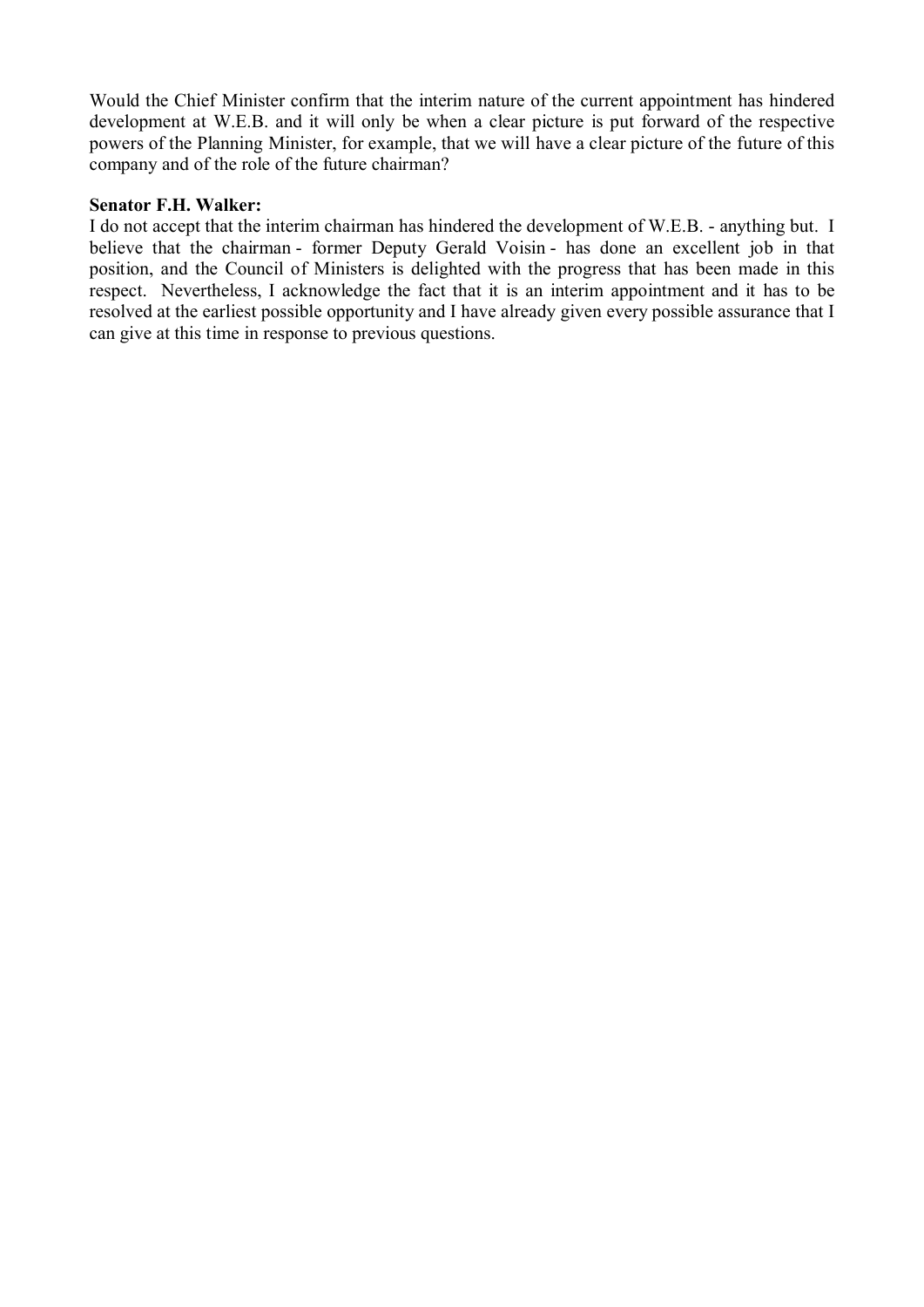Would the Chief Minister confirm that the interim nature of the current appointment has hindered development at W.E.B. and it will only be when a clear picture is put forward of the respective powers of the Planning Minister, for example, that we will have a clear picture of the future of this company and of the role of the future chairman?

**Senator F.H. Walker:**

I do not accept that the interim chairman has hindered the development of W.E.B. - anything but. I believe that the chairman - former Deputy Gerald Voisin - has done an excellent job in that position, and the Council of Ministers is delighted with the progress that has been made in this respect. Nevertheless, I acknowledge the fact that it is an interim appointment and it has to be resolved at the earliest possible opportunity and I have already given every possible assurance that I can give at this time in response to previous questions.